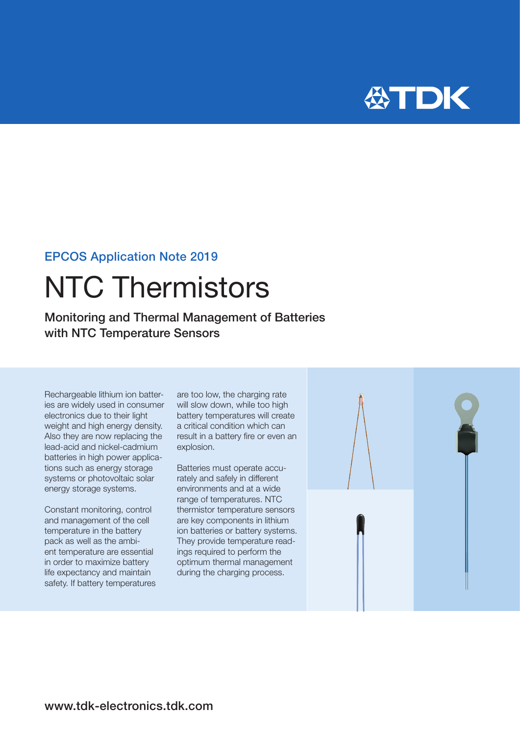EPCOS Application Note 2019

# NTC Thermistors

## Monitoring and Thermal Management of Batteries with NTC Temperature Sensors

Rechargeable lithium ion batteries are widely used in consumer electronics due to their light weight and high energy density. Also they are now replacing the lead-acid and nickel-cadmium batteries in high power applications such as energy storage systems or photovoltaic solar energy storage systems.

Constant monitoring, control and management of the cell temperature in the battery pack as well as the ambient temperature are essential in order to maximize battery life expectancy and maintain safety. If battery temperatures are too low, the charging rate will slow down, while too high battery temperatures will create a critical condition which can result in a battery fire or even an explosion.

Batteries must operate accurately and safely in different environments and at a wide range of temperatures. NTC thermistor temperature sensors are key components in lithium ion batteries or battery systems. They provide temperature readings required to perform the optimum thermal management during the charging process.

www.tdk-electronics.tdk.com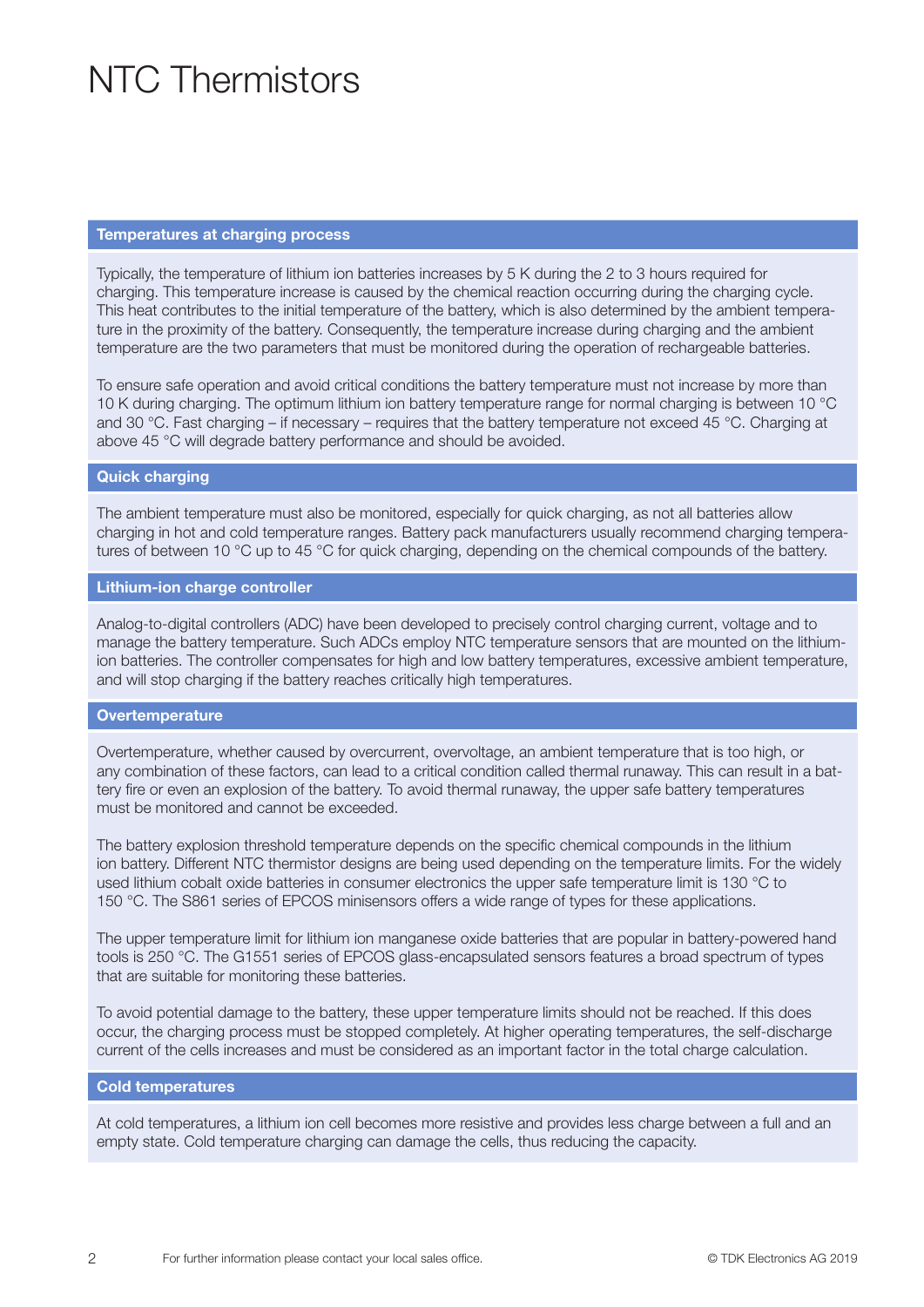# NTC Thermistors

## Temperatures at charging process

Typically, the temperature of lithium ion batteries increases by 5 K during the 2 to 3 hours required for charging. This temperature increase is caused by the chemical reaction occurring during the charging cycle. This heat contributes to the initial temperature of the battery, which is also determined by the ambient temperature in the proximity of the battery. Consequently, the temperature increase during charging and the ambient temperature are the two parameters that must be monitored during the operation of rechargeable batteries.

To ensure safe operation and avoid critical conditions the battery temperature must not increase by more than 10 K during charging. The optimum lithium ion battery temperature range for normal charging is between 10 °C and 30 °C. Fast charging – if necessary – requires that the battery temperature not exceed 45 °C. Charging at above 45 °C will degrade battery performance and should be avoided.

## Quick charging

The ambient temperature must also be monitored, especially for quick charging, as not all batteries allow charging in hot and cold temperature ranges. Battery pack manufacturers usually recommend charging temperatures of between 10 °C up to 45 °C for quick charging, depending on the chemical compounds of the battery.

## Lithium-ion charge controller

Analog-to-digital controllers (ADC) have been developed to precisely control charging current, voltage and to manage the battery temperature. Such ADCs employ NTC temperature sensors that are mounted on the lithium-ion batteries. The controller compensates for high and low battery temperatures, excessive ambient temperature, and will stop charging if the battery reaches critically high temperatures.

## Overtemperature

Overtemperature, whether caused by overcurrent, overvoltage, an ambient temperature that is too high, or any combination of these factors, can lead to a critical condition called thermal runaway. This can result in a battery fire or even an explosion of the battery. To avoid thermal runaway, the upper safe battery temperatures must be monitored and cannot be exceeded.

The battery explosion threshold temperature depends on the specific chemical compounds in the lithium ion battery. Different NTC thermistor designs are being used depending on the temperature limits. For the widely used lithium cobalt oxide batteries in consumer electronics the upper safe temperature limit is 130 °C to 150 °C. The S861 series of EPCOS minisensors offers a wide range of types for these applications.

The upper temperature limit for lithium ion manganese oxide batteries that are popular in battery-powered hand tools is 250 °C. The G1551 series of EPCOS glass-encapsulated sensors features a broad spectrum of types that are suitable for monitoring these batteries.

To avoid potential damage to the battery, these upper temperature limits should not be reached. If this does occur, the charging process must be stopped completely. At higher operating temperatures, the self-discharge current of the cells increases and must be considered as an important factor in the total charge calculation.

## Cold temperatures

At cold temperatures, a lithium ion cell becomes more resistive and provides less charge between a full and an empty state. Cold temperature charging can damage the cells, thus reducing the capacity.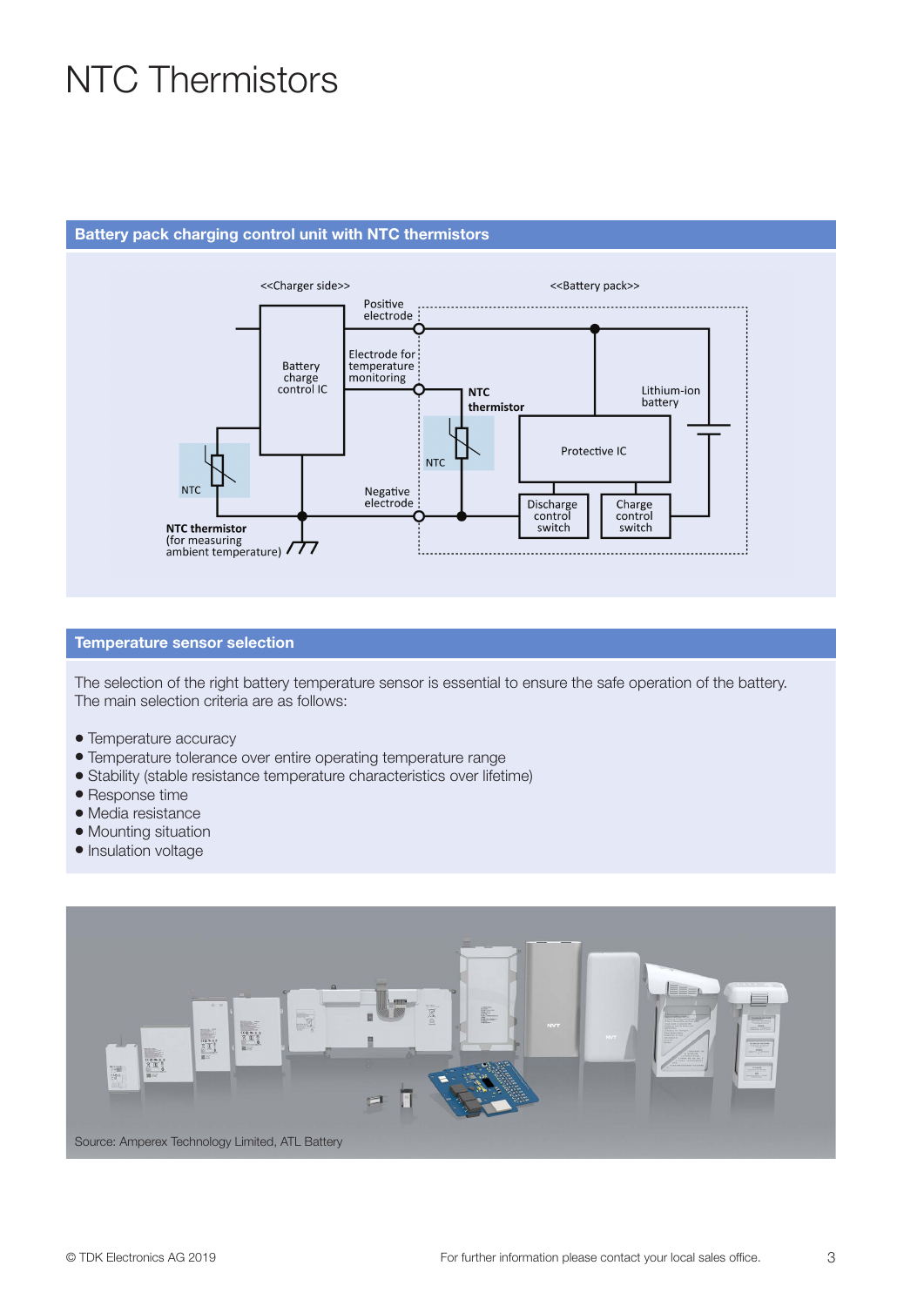# NTC Thermistors

## Battery pack charging control unit with NTC thermistors

<<Charger side>> <<Battery pack>>

Positive electrode

Battery charge control IC

Electrode for temperature monitoring

NTC thermistor

Lithium-ion battery

Protective IC

NTC

NTC

Negative electrode

Discharge control switch

Charge control switch

**NTC thermistor** (for measuring ambient temperature)

## Temperature sensor selection

The selection of the right battery temperature sensor is essential to ensure the safe operation of the battery. The main selection criteria are as follows:

- Temperature accuracy
- Temperature tolerance over entire operating temperature range
- Stability (stable resistance temperature characteristics over lifetime)
- Response time
- Media resistance
- Mounting situation
- Insulation voltage

Source: Amperex Technology Limited, ATL Battery

© TDK Electronics AG 2019

For further information please contact your local sales office.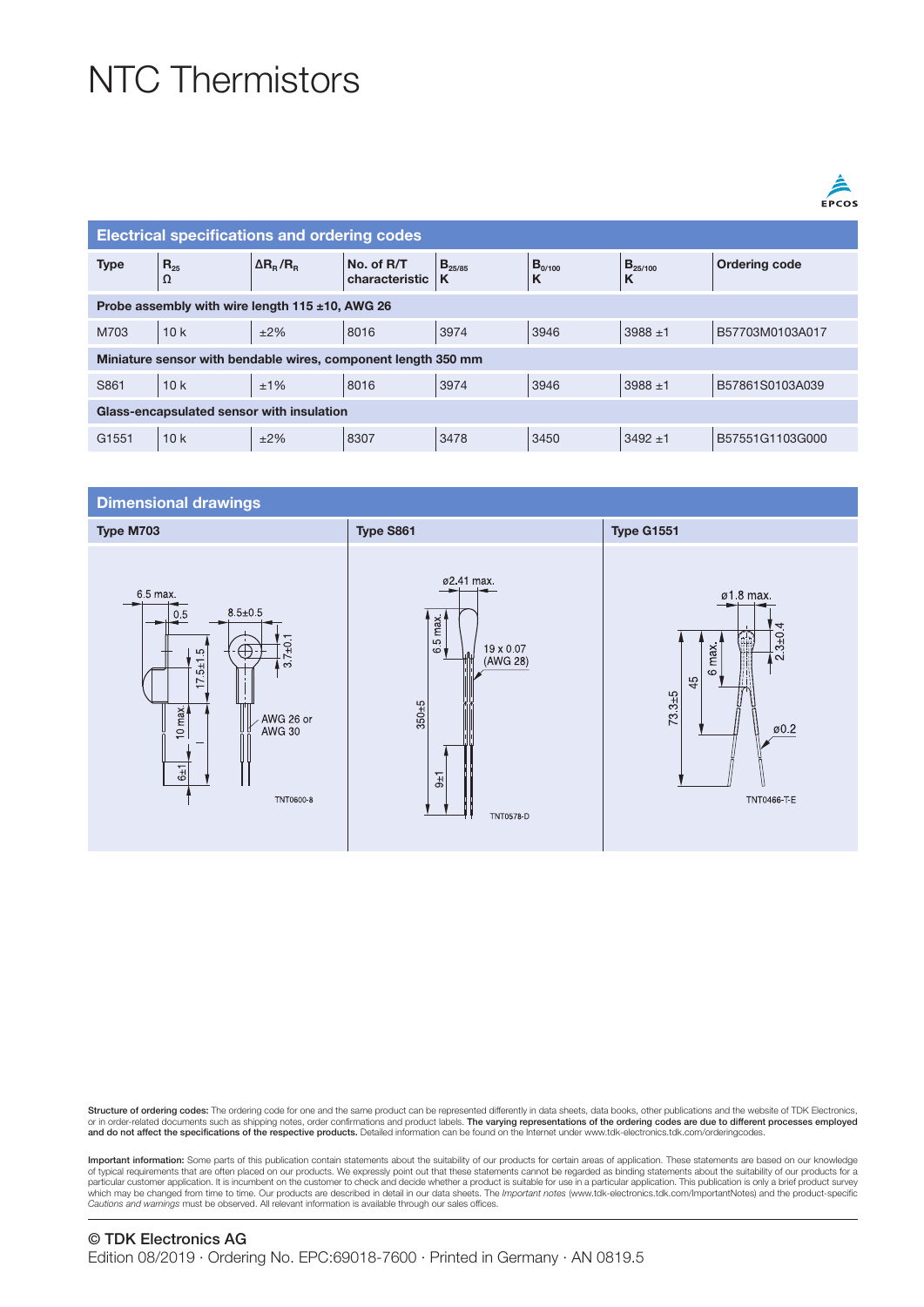# NTC Thermistors

EPCOS

## Electrical specifications and ordering codes

| Type | $R_{25}$ Ω | $\Delta R_R/R_R$ | No. of R/T characteristic | $B_{25/85}$ K | $B_{0/100}$ K | $B_{25/100}$ K | Ordering code |
|---|---|---|---|---|---|---|---|
| **Probe assembly with wire length 115 ±10, AWG 26** | | | | | | | |
| M703 | 10 k | ±2% | 8016 | 3974 | 3946 | 3988 ±1 | B57703M0103A017 |
| **Miniature sensor with bendable wires, component length 350 mm** | | | | | | | |
| S861 | 10 k | ±1% | 8016 | 3974 | 3946 | 3988 ±1 | B57861S0103A039 |
| **Glass-encapsulated sensor with insulation** | | | | | | | |
| G1551 | 10 k | ±2% | 8307 | 3478 | 3450 | 3492 ±1 | B57551G1103G000 |

## Dimensional drawings

**Type M703**

6.5 max.
0.5
8.5±0.5
17.5±1.5
3.7±0.1
10 max.
AWG 26 or
AWG 30
6±1
TNT0600-8

**Type S861**

ø2.41 max.
6.5 max.
19 x 0.07
(AWG 28)
350±5
9±1
TNT0578-D

**Type G1551**

ø1.8 max.
2.3±0.4
6 max.
45
73.3±5
ø0.2
TNT0466-T-E

**Structure of ordering codes:** The ordering code for one and the same product can be represented differently in data sheets, data books, other publications and the website of TDK Electronics, or in order-related documents such as shipping notes, order confirmations and product labels. **The varying representations of the ordering codes are due to different processes employed and do not affect the specifications of the respective products.** Detailed information can be found on the Internet under www.tdk-electronics.tdk.com/orderingcodes.

**Important information:** Some parts of this publication contain statements about the suitability of our products for certain areas of application. These statements are based on our knowledge of typical requirements that are often placed on our products. We expressly point out that these statements cannot be regarded as binding statements about the suitability of our products for a particular customer application. It is incumbent on the customer to check and decide whether a product is suitable for use in a particular application. This publication is only a brief product survey which may be changed from time to time. Our products are described in detail in our data sheets. The *Important notes* (www.tdk-electronics.tdk.com/ImportantNotes) and the product-specific *Cautions and warnings* must be observed. All relevant information is available through our sales offices.

**© TDK Electronics AG**
Edition 08/2019 · Ordering No. EPC:69018-7600 · Printed in Germany · AN 0819.5